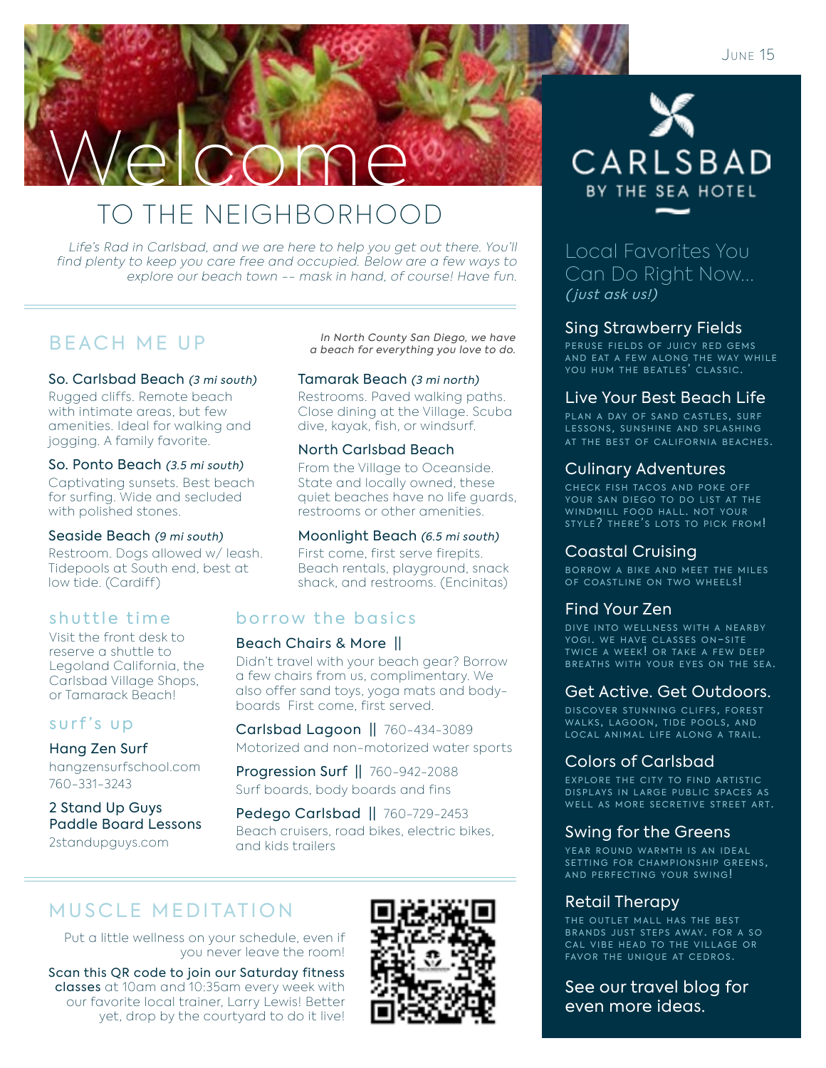June 15

# Welcome
## TO THE NEIGHBORHOOD

*Life's Rad in Carlsbad, and we are here to help you get out there. You'll find plenty to keep you care free and occupied. Below are a few ways to explore our beach town -- mask in hand, of course! Have fun.*

## BEACH ME UP

*In North County San Diego, we have a beach for everything you love to do.*

**So. Carlsbad Beach** *(3 mi south)*
Rugged cliffs. Remote beach with intimate areas, but few amenities. Ideal for walking and jogging. A family favorite.

**So. Ponto Beach** *(3.5 mi south)*
Captivating sunsets. Best beach for surfing. Wide and secluded with polished stones.

**Seaside Beach** *(9 mi south)*
Restroom. Dogs allowed w/ leash. Tidepools at South end, best at low tide. (Cardiff)

**Tamarak Beach** *(3 mi north)*
Restrooms. Paved walking paths. Close dining at the Village. Scuba dive, kayak, fish, or windsurf.

**North Carlsbad Beach**
From the Village to Oceanside. State and locally owned, these quiet beaches have no life guards, restrooms or other amenities.

**Moonlight Beach** *(6.5 mi south)*
First come, first serve firepits. Beach rentals, playground, snack shack, and restrooms. (Encinitas)

## shuttle time

Visit the front desk to reserve a shuttle to Legoland California, the Carlsbad Village Shops, or Tamarack Beach!

## surf's up

**Hang Zen Surf**
hangzensurfschool.com
760-331-3243

**2 Stand Up Guys Paddle Board Lessons**
2standupguys.com

## borrow the basics

**Beach Chairs & More ||**
Didn't travel with your beach gear? Borrow a few chairs from us, complimentary. We also offer sand toys, yoga mats and body-boards First come, first served.

**Carlsbad Lagoon** || 760-434-3089
Motorized and non-motorized water sports

**Progression Surf** || 760-942-2088
Surf boards, body boards and fins

**Pedego Carlsbad** || 760-729-2453
Beach cruisers, road bikes, electric bikes, and kids trailers

## MUSCLE MEDITATION

Put a little wellness on your schedule, even if you never leave the room!

Scan this QR code to join our Saturday fitness classes at 10am and 10:35am every week with our favorite local trainer, Larry Lewis! Better yet, drop by the courtyard to do it live!

---

CARLSBAD BY THE SEA HOTEL

## Local Favorites You Can Do Right Now...
*(just ask us!)*

### Sing Strawberry Fields
PERUSE FIELDS OF JUICY RED GEMS AND EAT A FEW ALONG THE WAY WHILE YOU HUM THE BEATLES' CLASSIC.

### Live Your Best Beach Life
PLAN A DAY OF SAND CASTLES, SURF LESSONS, SUNSHINE AND SPLASHING AT THE BEST OF CALIFORNIA BEACHES.

### Culinary Adventures
CHECK FISH TACOS AND POKE OFF YOUR SAN DIEGO TO DO LIST AT THE WINDMILL FOOD HALL. NOT YOUR STYLE? THERE'S LOTS TO PICK FROM!

### Coastal Cruising
BORROW A BIKE AND MEET THE MILES OF COASTLINE ON TWO WHEELS!

### Find Your Zen
DIVE INTO WELLNESS WITH A NEARBY YOGI. WE HAVE CLASSES ON-SITE TWICE A WEEK! OR TAKE A FEW DEEP BREATHS WITH YOUR EYES ON THE SEA.

### Get Active. Get Outdoors.
DISCOVER STUNNING CLIFFS, FOREST WALKS, LAGOON, TIDE POOLS, AND LOCAL ANIMAL LIFE ALONG A TRAIL.

### Colors of Carlsbad
EXPLORE THE CITY TO FIND ARTISTIC DISPLAYS IN LARGE PUBLIC SPACES AS WELL AS MORE SECRETIVE STREET ART.

### Swing for the Greens
YEAR ROUND WARMTH IS AN IDEAL SETTING FOR CHAMPIONSHIP GREENS, AND PERFECTING YOUR SWING!

### Retail Therapy
THE OUTLET MALL HAS THE BEST BRANDS JUST STEPS AWAY. FOR A SO CAL VIBE HEAD TO THE VILLAGE OR FAVOR THE UNIQUE AT CEDROS.

See our travel blog for even more ideas.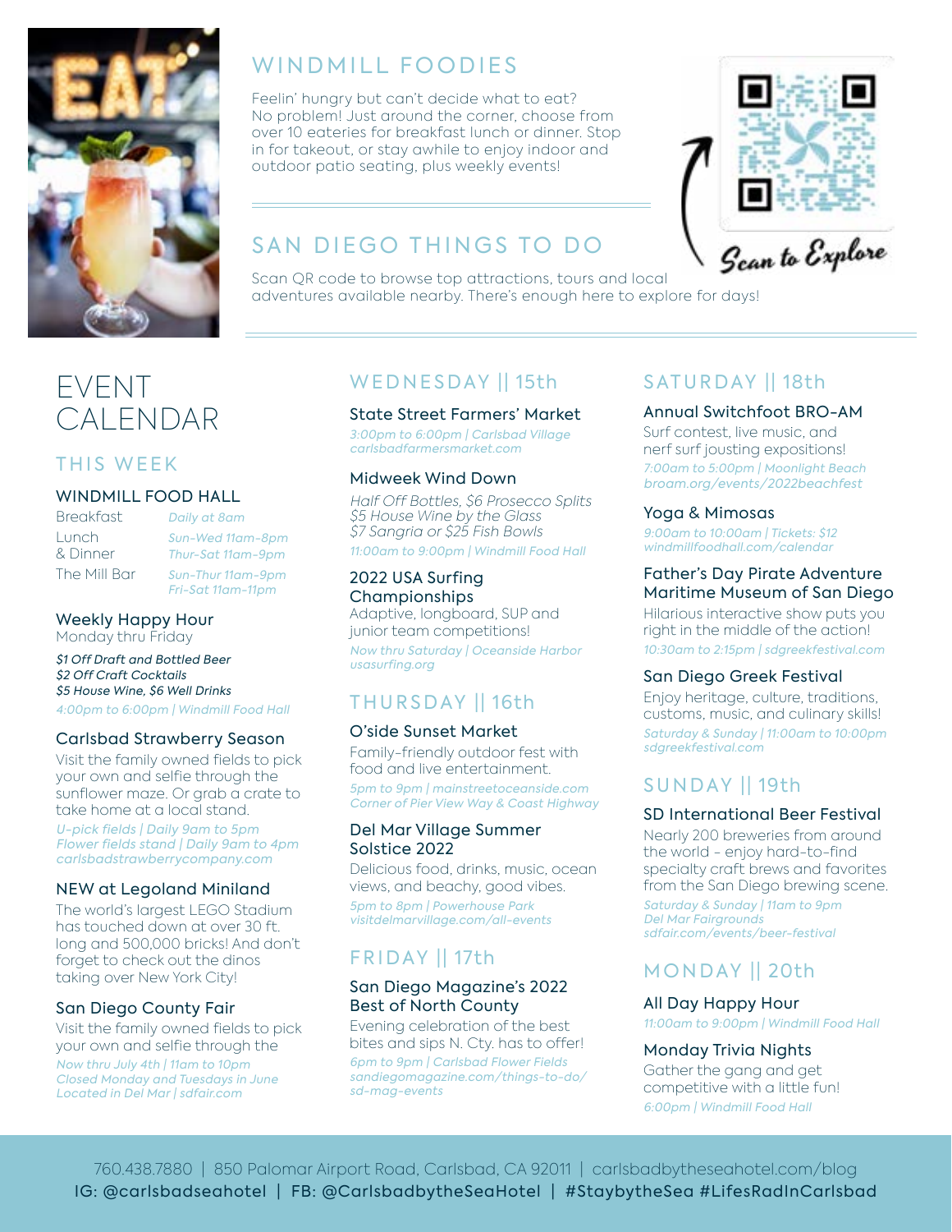## WINDMILL FOODIES

Feelin' hungry but can't decide what to eat? No problem! Just around the corner, choose from over 10 eateries for breakfast lunch or dinner. Stop in for takeout, or stay awhile to enjoy indoor and outdoor patio seating, plus weekly events!

## SAN DIEGO THINGS TO DO

Scan QR code to browse top attractions, tours and local adventures available nearby. There's enough here to explore for days!

Scan to Explore

# EVENT CALENDAR

## THIS WEEK

### WINDMILL FOOD HALL

| | |
|---|---|
| Breakfast | *Daily at 8am* |
| Lunch & Dinner | *Sun-Wed 11am-8pm* *Thur-Sat 11am-9pm* |
| The Mill Bar | *Sun-Thur 11am-9pm* *Fri-Sat 11am-11pm* |

### Weekly Happy Hour

Monday thru Friday

*$1 Off Draft and Bottled Beer*
*$2 Off Craft Cocktails*
*$5 House Wine, $6 Well Drinks*

*4:00pm to 6:00pm | Windmill Food Hall*

### Carlsbad Strawberry Season

Visit the family owned fields to pick your own and selfie through the sunflower maze. Or grab a crate to take home at a local stand.

*U-pick fields | Daily 9am to 5pm*
*Flower fields stand | Daily 9am to 4pm*
*carlsbadstrawberrycompany.com*

### NEW at Legoland Miniland

The world's largest LEGO Stadium has touched down at over 30 ft. long and 500,000 bricks! And don't forget to check out the dinos taking over New York City!

### San Diego County Fair

Visit the family owned fields to pick your own and selfie through the

*Now thru July 4th | 11am to 10pm*
*Closed Monday and Tuesdays in June*
*Located in Del Mar | sdfair.com*

## WEDNESDAY || 15th

### State Street Farmers' Market

*3:00pm to 6:00pm | Carlsbad Village*
*carlsbadfarmersmarket.com*

### Midweek Wind Down

*Half Off Bottles, $6 Prosecco Splits*
*$5 House Wine by the Glass*
*$7 Sangria or $25 Fish Bowls*

*11:00am to 9:00pm | Windmill Food Hall*

### 2022 USA Surfing Championships

Adaptive, longboard, SUP and junior team competitions!

*Now thru Saturday | Oceanside Harbor*
*usasurfing.org*

## THURSDAY || 16th

### O'side Sunset Market

Family-friendly outdoor fest with food and live entertainment.

*5pm to 9pm | mainstreetoceanside.com*
*Corner of Pier View Way & Coast Highway*

### Del Mar Village Summer Solstice 2022

Delicious food, drinks, music, ocean views, and beachy, good vibes.

*5pm to 8pm | Powerhouse Park*
*visitdelmarvillage.com/all-events*

## FRIDAY || 17th

### San Diego Magazine's 2022 Best of North County

Evening celebration of the best bites and sips N. Cty. has to offer!

*6pm to 9pm | Carlsbad Flower Fields*
*sandiegomagazine.com/things-to-do/sd-mag-events*

## SATURDAY || 18th

### Annual Switchfoot BRO-AM

Surf contest, live music, and nerf surf jousting expositions!

*7:00am to 5:00pm | Moonlight Beach*
*broam.org/events/2022beachfest*

### Yoga & Mimosas

*9:00am to 10:00am | Tickets: $12*
*windmillfoodhall.com/calendar*

### Father's Day Pirate Adventure Maritime Museum of San Diego

Hilarious interactive show puts you right in the middle of the action!

*10:30am to 2:15pm | sdgreekfestival.com*

### San Diego Greek Festival

Enjoy heritage, culture, traditions, customs, music, and culinary skills!

*Saturday & Sunday | 11:00am to 10:00pm*
*sdgreekfestival.com*

## SUNDAY || 19th

### SD International Beer Festival

Nearly 200 breweries from around the world - enjoy hard-to-find specialty craft brews and favorites from the San Diego brewing scene.

*Saturday & Sunday | 11am to 9pm*
*Del Mar Fairgrounds*
*sdfair.com/events/beer-festival*

## MONDAY || 20th

### All Day Happy Hour

*11:00am to 9:00pm | Windmill Food Hall*

### Monday Trivia Nights

Gather the gang and get competitive with a little fun!

*6:00pm | Windmill Food Hall*

760.438.7880 | 850 Palomar Airport Road, Carlsbad, CA 92011 | carlsbadbytheseahotel.com/blog
IG: @carlsbadseahotel | FB: @CarlsbadbytheSeaHotel | #StaybytheSea #LifesRadInCarlsbad